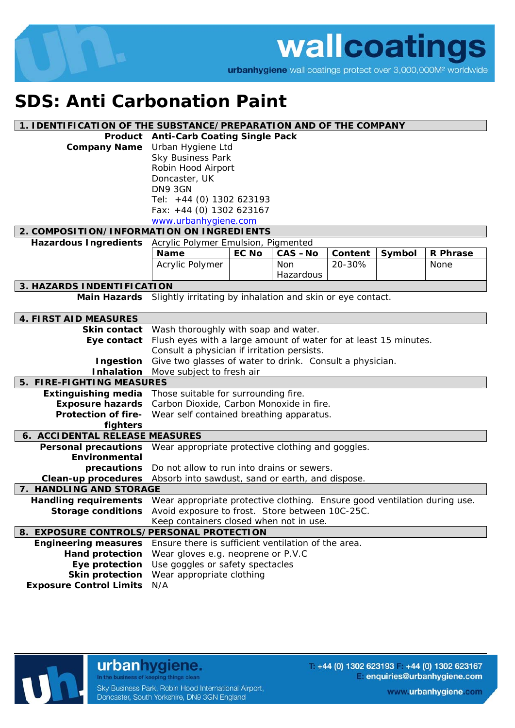# SDS: Anti Carbonation Paint

## 1. IDENTIFICATION OF THE SUBSTANCE/PREPARATION AND OF THE COMPANY

**Product** **Anti-Carb Coating Single Pack**

**Company Name** Urban Hygiene Ltd
Sky Business Park
Robin Hood Airport
Doncaster, UK
DN9 3GN
Tel: +44 (0) 1302 623193
Fax: +44 (0) 1302 623167
www.urbanhygiene.com

## 2. COMPOSITION/INFORMATION ON INGREDIENTS

**Hazardous Ingredients** Acrylic Polymer Emulsion, Pigmented

| Name | EC No | CAS – No | Content | Symbol | R Phrase |
|---|---|---|---|---|---|
| Acrylic Polymer | | Non Hazardous | 20-30% | | None |

## 3. HAZARDS INDENTIFICATION

**Main Hazards** Slightly irritating by inhalation and skin or eye contact.

## 4. FIRST AID MEASURES

**Skin contact** Wash thoroughly with soap and water.

**Eye contact** Flush eyes with a large amount of water for at least 15 minutes. Consult a physician if irritation persists.

**Ingestion** Give two glasses of water to drink. Consult a physician.

**Inhalation** Move subject to fresh air

## 5. FIRE-FIGHTING MEASURES

**Extinguishing media** Those suitable for surrounding fire.

**Exposure hazards** Carbon Dioxide, Carbon Monoxide in fire.

**Protection of fire-fighters** Wear self contained breathing apparatus.

## 6. ACCIDENTAL RELEASE MEASURES

**Personal precautions** Wear appropriate protective clothing and goggles.

**Environmental precautions** Do not allow to run into drains or sewers.

**Clean-up procedures** Absorb into sawdust, sand or earth, and dispose.

## 7. HANDLING AND STORAGE

**Handling requirements** Wear appropriate protective clothing. Ensure good ventilation during use.

**Storage conditions** Avoid exposure to frost. Store between 10C-25C. Keep containers closed when not in use.

## 8. EXPOSURE CONTROLS/PERSONAL PROTECTION

**Engineering measures** Ensure there is sufficient ventilation of the area.

**Hand protection** Wear gloves e.g. neoprene or P.V.C

**Eye protection** Use goggles or safety spectacles

**Skin protection** Wear appropriate clothing

**Exposure Control Limits** N/A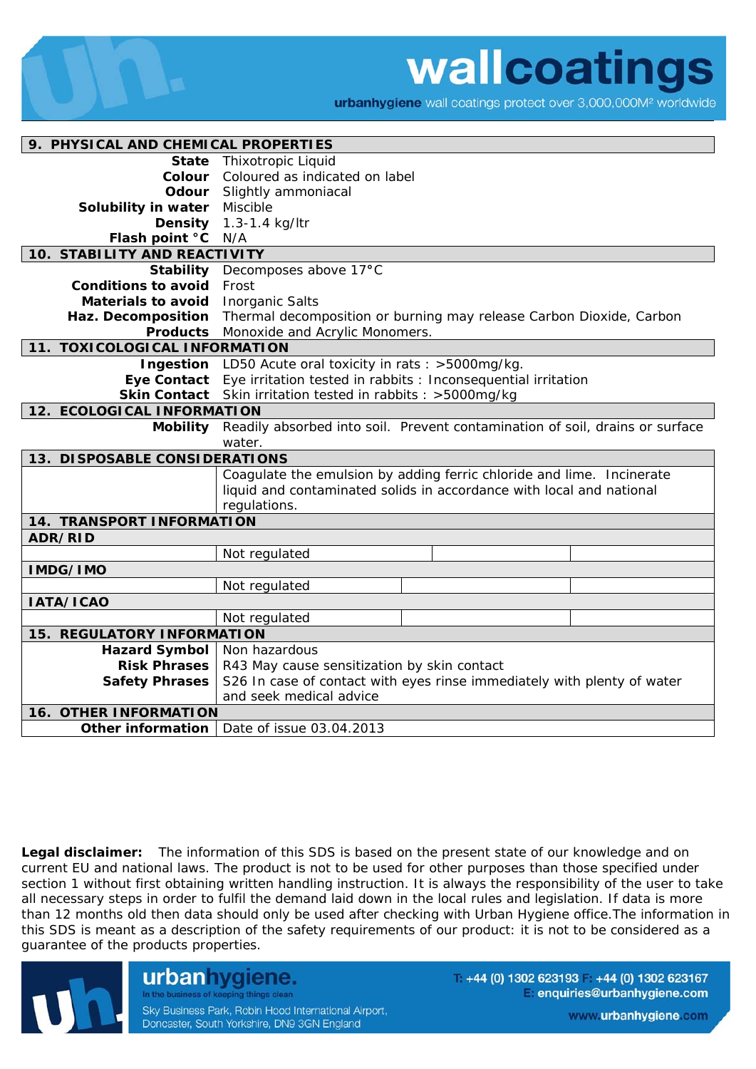## 9. PHYSICAL AND CHEMICAL PROPERTIES

| | |
|---|---|
| **State** | Thixotropic Liquid |
| **Colour** | Coloured as indicated on label |
| **Odour** | Slightly ammoniacal |
| **Solubility in water** | Miscible |
| **Density** | 1.3-1.4 kg/ltr |
| **Flash point °C** | N/A |

## 10. STABILITY AND REACTIVITY

| | |
|---|---|
| **Stability** | Decomposes above 17°C |
| **Conditions to avoid** | Frost |
| **Materials to avoid** | Inorganic Salts |
| **Haz. Decomposition Products** | Thermal decomposition or burning may release Carbon Dioxide, Carbon Monoxide and Acrylic Monomers. |

## 11. TOXICOLOGICAL INFORMATION

| | |
|---|---|
| **Ingestion** | LD50 Acute oral toxicity in rats : >5000mg/kg. |
| **Eye Contact** | Eye irritation tested in rabbits : Inconsequential irritation |
| **Skin Contact** | Skin irritation tested in rabbits : >5000mg/kg |

## 12. ECOLOGICAL INFORMATION

| | |
|---|---|
| **Mobility** | Readily absorbed into soil. Prevent contamination of soil, drains or surface water. |

## 13. DISPOSABLE CONSIDERATIONS

| | |
|---|---|
| | Coagulate the emulsion by adding ferric chloride and lime. Incinerate liquid and contaminated solids in accordance with local and national regulations. |

## 14. TRANSPORT INFORMATION

**ADR/RID**

| | | | |
|---|---|---|---|
| | Not regulated | | |

**IMDG/IMO**

| | | | |
|---|---|---|---|
| | Not regulated | | |

**IATA/ICAO**

| | | | |
|---|---|---|---|
| | Not regulated | | |

## 15. REGULATORY INFORMATION

| | |
|---|---|
| **Hazard Symbol** | Non hazardous |
| **Risk Phrases** | R43 May cause sensitization by skin contact |
| **Safety Phrases** | S26 In case of contact with eyes rinse immediately with plenty of water and seek medical advice |

## 16. OTHER INFORMATION

| | |
|---|---|
| **Other information** | Date of issue 03.04.2013 |

**Legal disclaimer:** The information of this SDS is based on the present state of our knowledge and on current EU and national laws. The product is not to be used for other purposes than those specified under section 1 without first obtaining written handling instruction. It is always the responsibility of the user to take all necessary steps in order to fulfil the demand laid down in the local rules and legislation. If data is more than 12 months old then data should only be used after checking with Urban Hygiene office.The information in this SDS is meant as a description of the safety requirements of our product: it is not to be considered as a guarantee of the products properties.